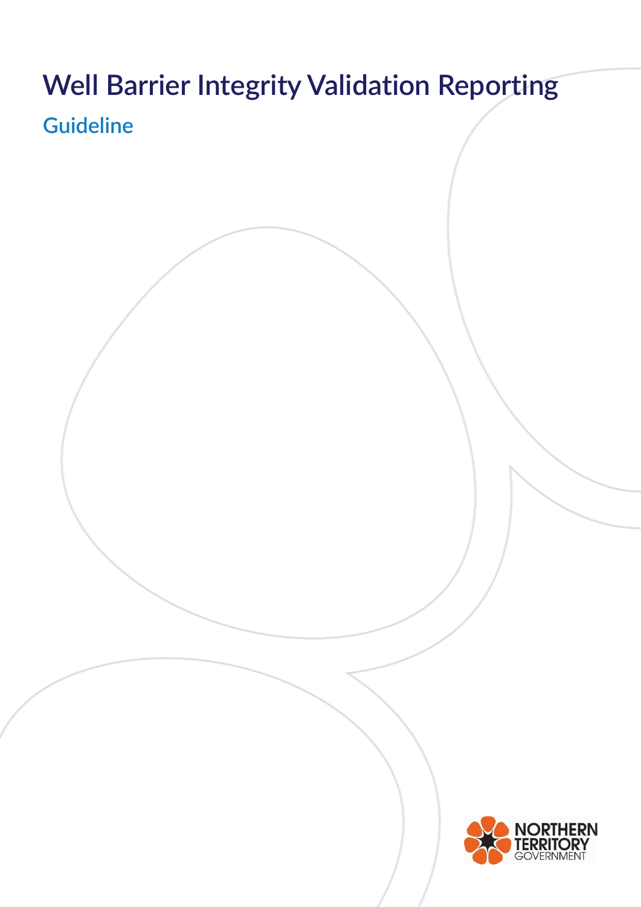# Well Barrier Integrity Validation Reporting

## Guideline

NORTHERN TERRITORY GOVERNMENT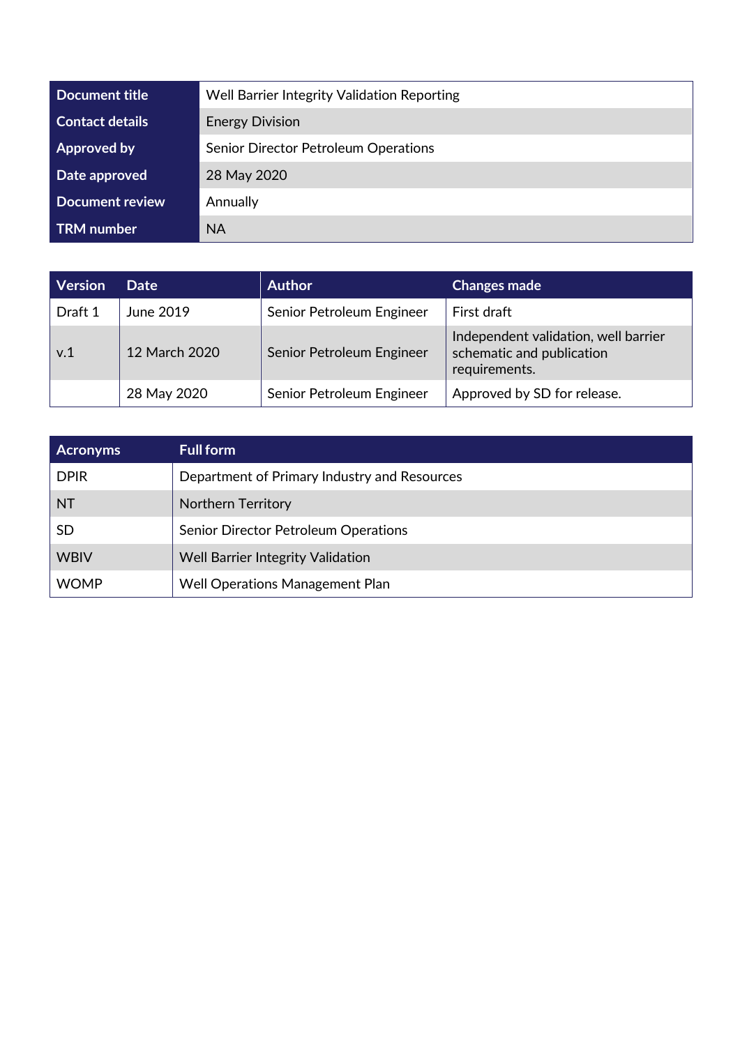| Document title | Well Barrier Integrity Validation Reporting |
|---|---|
| Contact details | Energy Division |
| Approved by | Senior Director Petroleum Operations |
| Date approved | 28 May 2020 |
| Document review | Annually |
| TRM number | NA |

| Version | Date | Author | Changes made |
|---|---|---|---|
| Draft 1 | June 2019 | Senior Petroleum Engineer | First draft |
| v.1 | 12 March 2020 | Senior Petroleum Engineer | Independent validation, well barrier schematic and publication requirements. |
| | 28 May 2020 | Senior Petroleum Engineer | Approved by SD for release. |

| Acronyms | Full form |
|---|---|
| DPIR | Department of Primary Industry and Resources |
| NT | Northern Territory |
| SD | Senior Director Petroleum Operations |
| WBIV | Well Barrier Integrity Validation |
| WOMP | Well Operations Management Plan |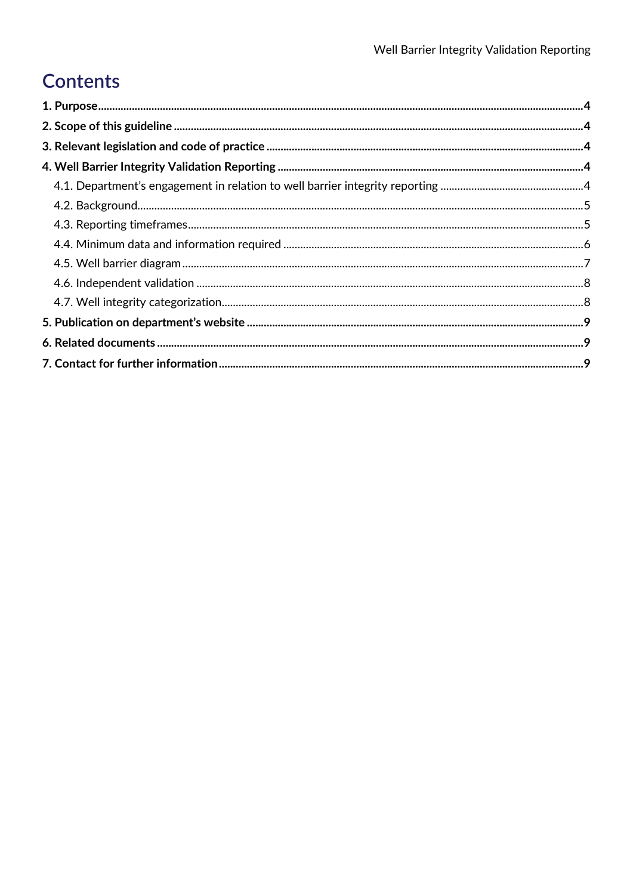# Contents

**1. Purpose** 4

**2. Scope of this guideline** 4

**3. Relevant legislation and code of practice** 4

**4. Well Barrier Integrity Validation Reporting** 4

- 4.1. Department's engagement in relation to well barrier integrity reporting 4
- 4.2. Background 5
- 4.3. Reporting timeframes 5
- 4.4. Minimum data and information required 6
- 4.5. Well barrier diagram 7
- 4.6. Independent validation 8
- 4.7. Well integrity categorization 8

**5. Publication on department's website** 9

**6. Related documents** 9

**7. Contact for further information** 9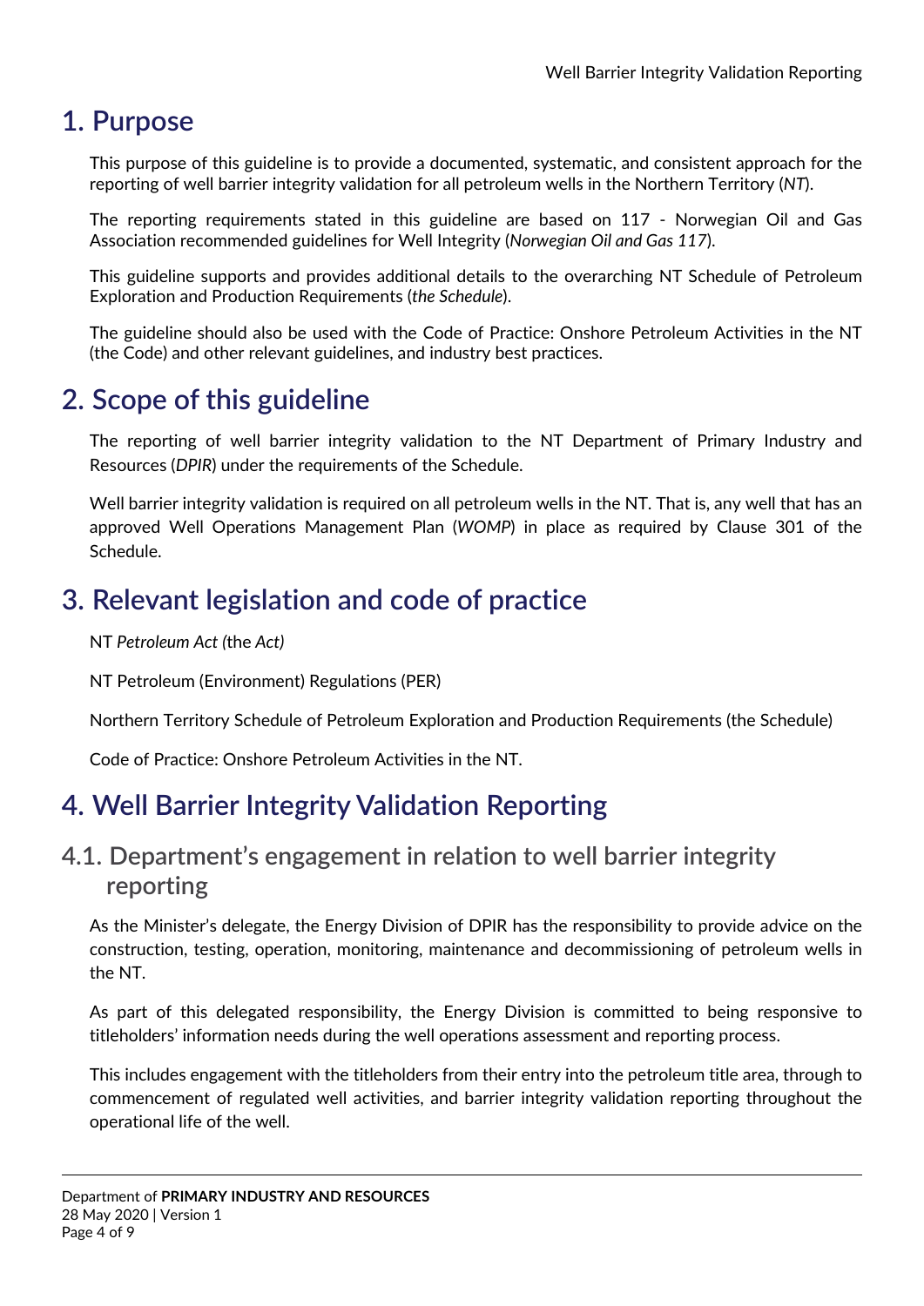# 1. Purpose

This purpose of this guideline is to provide a documented, systematic, and consistent approach for the reporting of well barrier integrity validation for all petroleum wells in the Northern Territory (*NT*).

The reporting requirements stated in this guideline are based on 117 - Norwegian Oil and Gas Association recommended guidelines for Well Integrity (*Norwegian Oil and Gas 117*).

This guideline supports and provides additional details to the overarching NT Schedule of Petroleum Exploration and Production Requirements (*the Schedule*).

The guideline should also be used with the Code of Practice: Onshore Petroleum Activities in the NT (the Code) and other relevant guidelines, and industry best practices.

# 2. Scope of this guideline

The reporting of well barrier integrity validation to the NT Department of Primary Industry and Resources (*DPIR*) under the requirements of the Schedule.

Well barrier integrity validation is required on all petroleum wells in the NT. That is, any well that has an approved Well Operations Management Plan (*WOMP*) in place as required by Clause 301 of the Schedule.

# 3. Relevant legislation and code of practice

NT *Petroleum Act (*the *Act)*

NT Petroleum (Environment) Regulations (PER)

Northern Territory Schedule of Petroleum Exploration and Production Requirements (the Schedule)

Code of Practice: Onshore Petroleum Activities in the NT.

# 4. Well Barrier Integrity Validation Reporting

## 4.1. Department's engagement in relation to well barrier integrity reporting

As the Minister's delegate, the Energy Division of DPIR has the responsibility to provide advice on the construction, testing, operation, monitoring, maintenance and decommissioning of petroleum wells in the NT.

As part of this delegated responsibility, the Energy Division is committed to being responsive to titleholders' information needs during the well operations assessment and reporting process.

This includes engagement with the titleholders from their entry into the petroleum title area, through to commencement of regulated well activities, and barrier integrity validation reporting throughout the operational life of the well.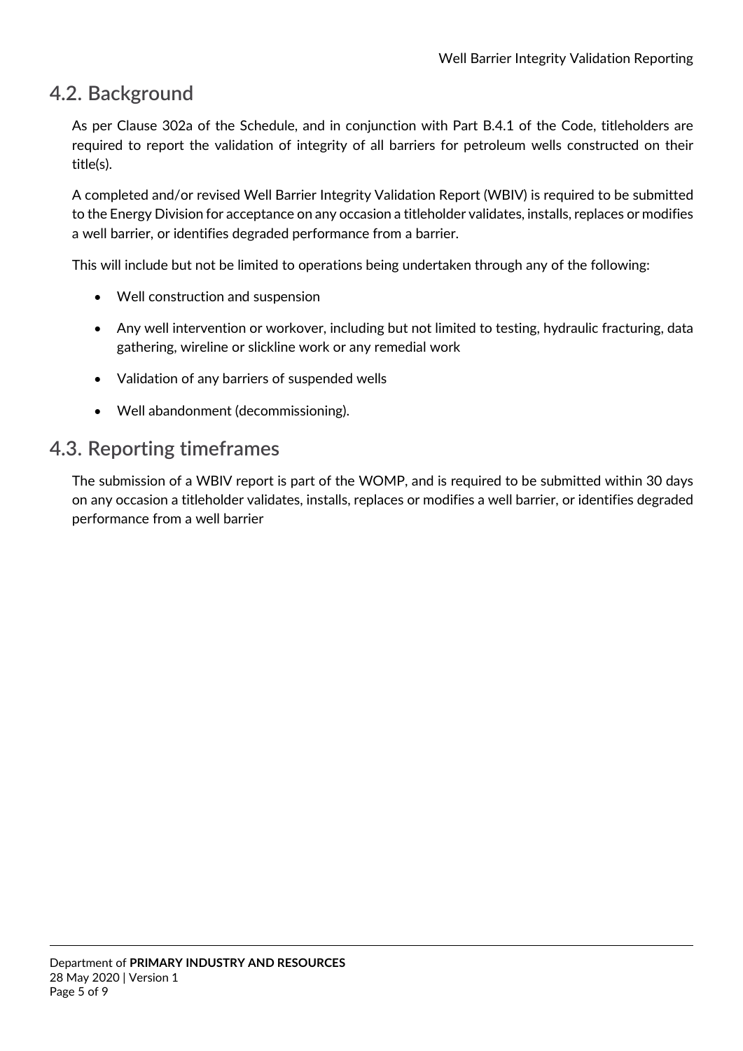## 4.2. Background

As per Clause 302a of the Schedule, and in conjunction with Part B.4.1 of the Code, titleholders are required to report the validation of integrity of all barriers for petroleum wells constructed on their title(s).

A completed and/or revised Well Barrier Integrity Validation Report (WBIV) is required to be submitted to the Energy Division for acceptance on any occasion a titleholder validates, installs, replaces or modifies a well barrier, or identifies degraded performance from a barrier.

This will include but not be limited to operations being undertaken through any of the following:

- Well construction and suspension
- Any well intervention or workover, including but not limited to testing, hydraulic fracturing, data gathering, wireline or slickline work or any remedial work
- Validation of any barriers of suspended wells
- Well abandonment (decommissioning).

## 4.3. Reporting timeframes

The submission of a WBIV report is part of the WOMP, and is required to be submitted within 30 days on any occasion a titleholder validates, installs, replaces or modifies a well barrier, or identifies degraded performance from a well barrier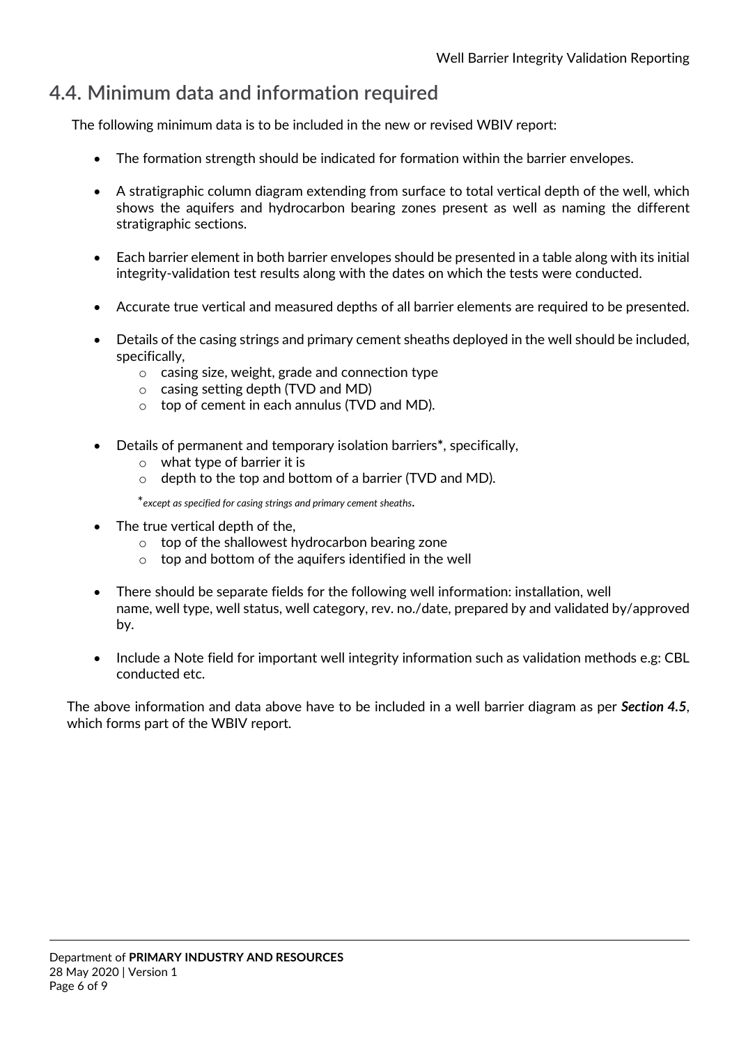## 4.4. Minimum data and information required

The following minimum data is to be included in the new or revised WBIV report:

- The formation strength should be indicated for formation within the barrier envelopes.
- A stratigraphic column diagram extending from surface to total vertical depth of the well, which shows the aquifers and hydrocarbon bearing zones present as well as naming the different stratigraphic sections.
- Each barrier element in both barrier envelopes should be presented in a table along with its initial integrity-validation test results along with the dates on which the tests were conducted.
- Accurate true vertical and measured depths of all barrier elements are required to be presented.
- Details of the casing strings and primary cement sheaths deployed in the well should be included, specifically,
  - casing size, weight, grade and connection type
  - casing setting depth (TVD and MD)
  - top of cement in each annulus (TVD and MD).
- Details of permanent and temporary isolation barriers*, specifically,
  - what type of barrier it is
  - depth to the top and bottom of a barrier (TVD and MD).

  **except as specified for casing strings and primary cement sheaths*.
- The true vertical depth of the,
  - top of the shallowest hydrocarbon bearing zone
  - top and bottom of the aquifers identified in the well
- There should be separate fields for the following well information: installation, well name, well type, well status, well category, rev. no./date, prepared by and validated by/approved by.
- Include a Note field for important well integrity information such as validation methods e.g: CBL conducted etc.

The above information and data above have to be included in a well barrier diagram as per ***Section 4.5***, which forms part of the WBIV report.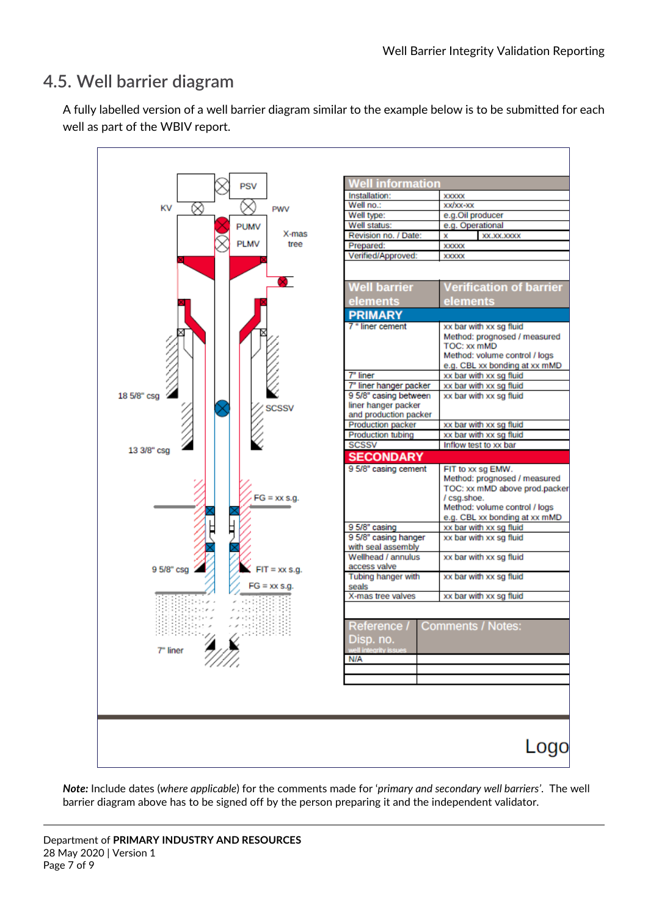## 4.5. Well barrier diagram

A fully labelled version of a well barrier diagram similar to the example below is to be submitted for each well as part of the WBIV report.

KV PSV PWV PUMV PLMV X-mas tree SCSSV 18 5/8" csg 13 3/8" csg FG = xx s.g. 9 5/8" csg FIT = xx s.g. FG = xx s.g. 7" liner

| Well information | |
|---|---|
| Installation: | xxxxx |
| Well no.: | xx/xx-xx |
| Well type: | e.g.Oil producer |
| Well status: | e.g. Operational |
| Revision no. / Date: | x &nbsp;&nbsp; xx.xx.xxxx |
| Prepared: | xxxxx |
| Verified/Approved: | xxxxx |

| Well barrier elements | Verification of barrier elements |
|---|---|
| **PRIMARY** | |
| 7 " liner cement | xx bar with xx sg fluid<br>Method: prognosed / measured<br>TOC: xx mMD<br>Method: volume control / logs<br>e.g. CBL xx bonding at xx mMD |
| 7" liner | xx bar with xx sg fluid |
| 7" liner hanger packer | xx bar with xx sg fluid |
| 9 5/8" casing between liner hanger packer and production packer | xx bar with xx sg fluid |
| Production packer | xx bar with xx sg fluid |
| Production tubing | xx bar with xx sg fluid |
| SCSSV | Inflow test to xx bar |
| **SECONDARY** | |
| 9 5/8" casing cement | FIT to xx sg EMW.<br>Method: prognosed / measured<br>TOC: xx mMD above prod.packer / csg.shoe.<br>Method: volume control / logs<br>e.g. CBL xx bonding at xx mMD |
| 9 5/8" casing | xx bar with xx sg fluid |
| 9 5/8" casing hanger with seal assembly | xx bar with xx sg fluid |
| Wellhead / annulus access valve | xx bar with xx sg fluid |
| Tubing hanger with seals | xx bar with xx sg fluid |
| X-mas tree valves | xx bar with xx sg fluid |

| Reference / Disp. no. well integrity issues | Comments / Notes: |
|---|---|
| N/A | |
| | |
| | |

Logo

***Note:*** Include dates (*where applicable*) for the comments made for '*primary and secondary well barriers*'. The well barrier diagram above has to be signed off by the person preparing it and the independent validator.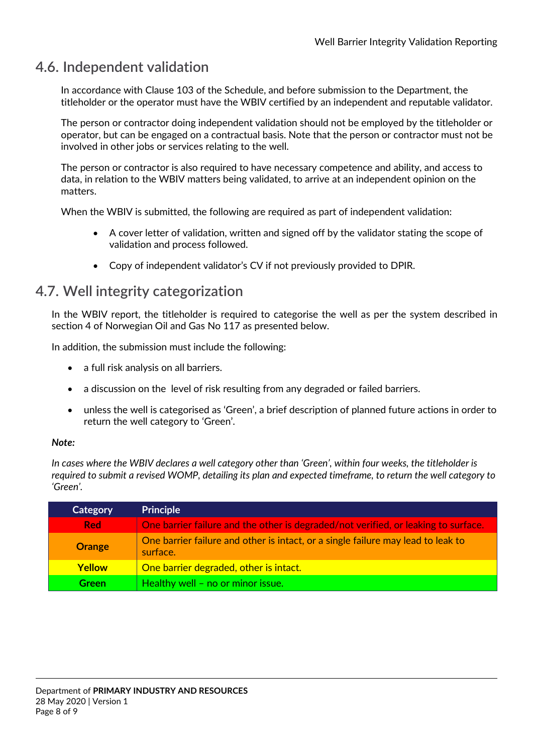## 4.6. Independent validation

In accordance with Clause 103 of the Schedule, and before submission to the Department, the titleholder or the operator must have the WBIV certified by an independent and reputable validator.

The person or contractor doing independent validation should not be employed by the titleholder or operator, but can be engaged on a contractual basis. Note that the person or contractor must not be involved in other jobs or services relating to the well.

The person or contractor is also required to have necessary competence and ability, and access to data, in relation to the WBIV matters being validated, to arrive at an independent opinion on the matters.

When the WBIV is submitted, the following are required as part of independent validation:

- A cover letter of validation, written and signed off by the validator stating the scope of validation and process followed.
- Copy of independent validator's CV if not previously provided to DPIR.

## 4.7. Well integrity categorization

In the WBIV report, the titleholder is required to categorise the well as per the system described in section 4 of Norwegian Oil and Gas No 117 as presented below.

In addition, the submission must include the following:

- a full risk analysis on all barriers.
- a discussion on the level of risk resulting from any degraded or failed barriers.
- unless the well is categorised as 'Green', a brief description of planned future actions in order to return the well category to 'Green'.

***Note:***

*In cases where the WBIV declares a well category other than 'Green', within four weeks, the titleholder is required to submit a revised WOMP, detailing its plan and expected timeframe, to return the well category to 'Green'.*

| Category | Principle |
|---|---|
| Red | One barrier failure and the other is degraded/not verified, or leaking to surface. |
| Orange | One barrier failure and other is intact, or a single failure may lead to leak to surface. |
| Yellow | One barrier degraded, other is intact. |
| Green | Healthy well – no or minor issue. |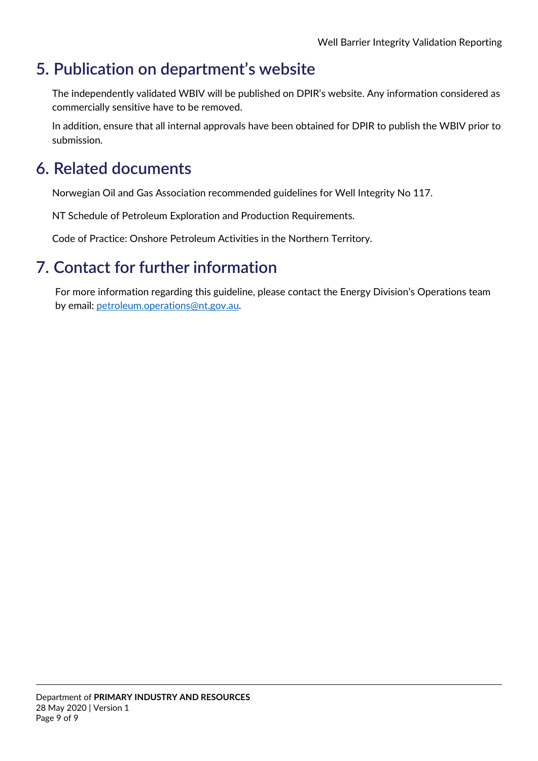# 5. Publication on department's website

The independently validated WBIV will be published on DPIR's website. Any information considered as commercially sensitive have to be removed.

In addition, ensure that all internal approvals have been obtained for DPIR to publish the WBIV prior to submission.

# 6. Related documents

Norwegian Oil and Gas Association recommended guidelines for Well Integrity No 117.

NT Schedule of Petroleum Exploration and Production Requirements.

Code of Practice: Onshore Petroleum Activities in the Northern Territory.

# 7. Contact for further information

For more information regarding this guideline, please contact the Energy Division's Operations team by email: petroleum.operations@nt.gov.au.